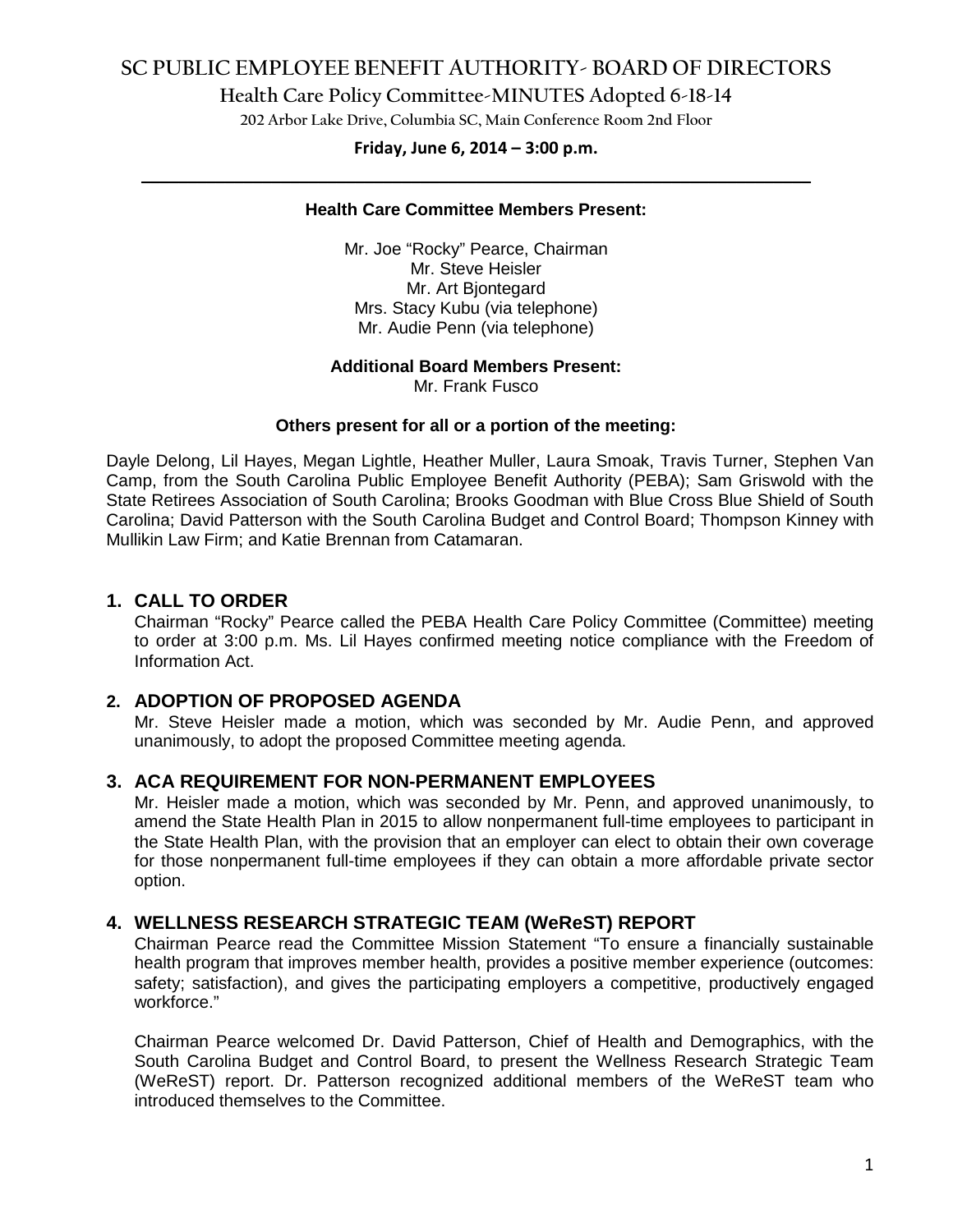# SC PUBLIC EMPLOYEE BENEFIT AUTHORITY- BOARD OF DIRECTORS

## Health Care Policy Committee-MINUTES Adopted 6-18-14

202 Arbor Lake Drive, Columbia SC, Main Conference Room 2nd Floor

**Friday, June 6, 2014 – 3:00 p.m.**

---

**Health Care Committee Members Present:**

Mr. Joe "Rocky" Pearce, Chairman
Mr. Steve Heisler
Mr. Art Bjontegard
Mrs. Stacy Kubu (via telephone)
Mr. Audie Penn (via telephone)

**Additional Board Members Present:**
Mr. Frank Fusco

**Others present for all or a portion of the meeting:**

Dayle Delong, Lil Hayes, Megan Lightle, Heather Muller, Laura Smoak, Travis Turner, Stephen Van Camp, from the South Carolina Public Employee Benefit Authority (PEBA); Sam Griswold with the State Retirees Association of South Carolina; Brooks Goodman with Blue Cross Blue Shield of South Carolina; David Patterson with the South Carolina Budget and Control Board; Thompson Kinney with Mullikin Law Firm; and Katie Brennan from Catamaran.

### 1. CALL TO ORDER

Chairman "Rocky" Pearce called the PEBA Health Care Policy Committee (Committee) meeting to order at 3:00 p.m. Ms. Lil Hayes confirmed meeting notice compliance with the Freedom of Information Act.

### 2. ADOPTION OF PROPOSED AGENDA

Mr. Steve Heisler made a motion, which was seconded by Mr. Audie Penn, and approved unanimously, to adopt the proposed Committee meeting agenda.

### 3. ACA REQUIREMENT FOR NON-PERMANENT EMPLOYEES

Mr. Heisler made a motion, which was seconded by Mr. Penn, and approved unanimously, to amend the State Health Plan in 2015 to allow nonpermanent full-time employees to participant in the State Health Plan, with the provision that an employer can elect to obtain their own coverage for those nonpermanent full-time employees if they can obtain a more affordable private sector option.

### 4. WELLNESS RESEARCH STRATEGIC TEAM (WeReST) REPORT

Chairman Pearce read the Committee Mission Statement "To ensure a financially sustainable health program that improves member health, provides a positive member experience (outcomes: safety; satisfaction), and gives the participating employers a competitive, productively engaged workforce."

Chairman Pearce welcomed Dr. David Patterson, Chief of Health and Demographics, with the South Carolina Budget and Control Board, to present the Wellness Research Strategic Team (WeReST) report. Dr. Patterson recognized additional members of the WeReST team who introduced themselves to the Committee.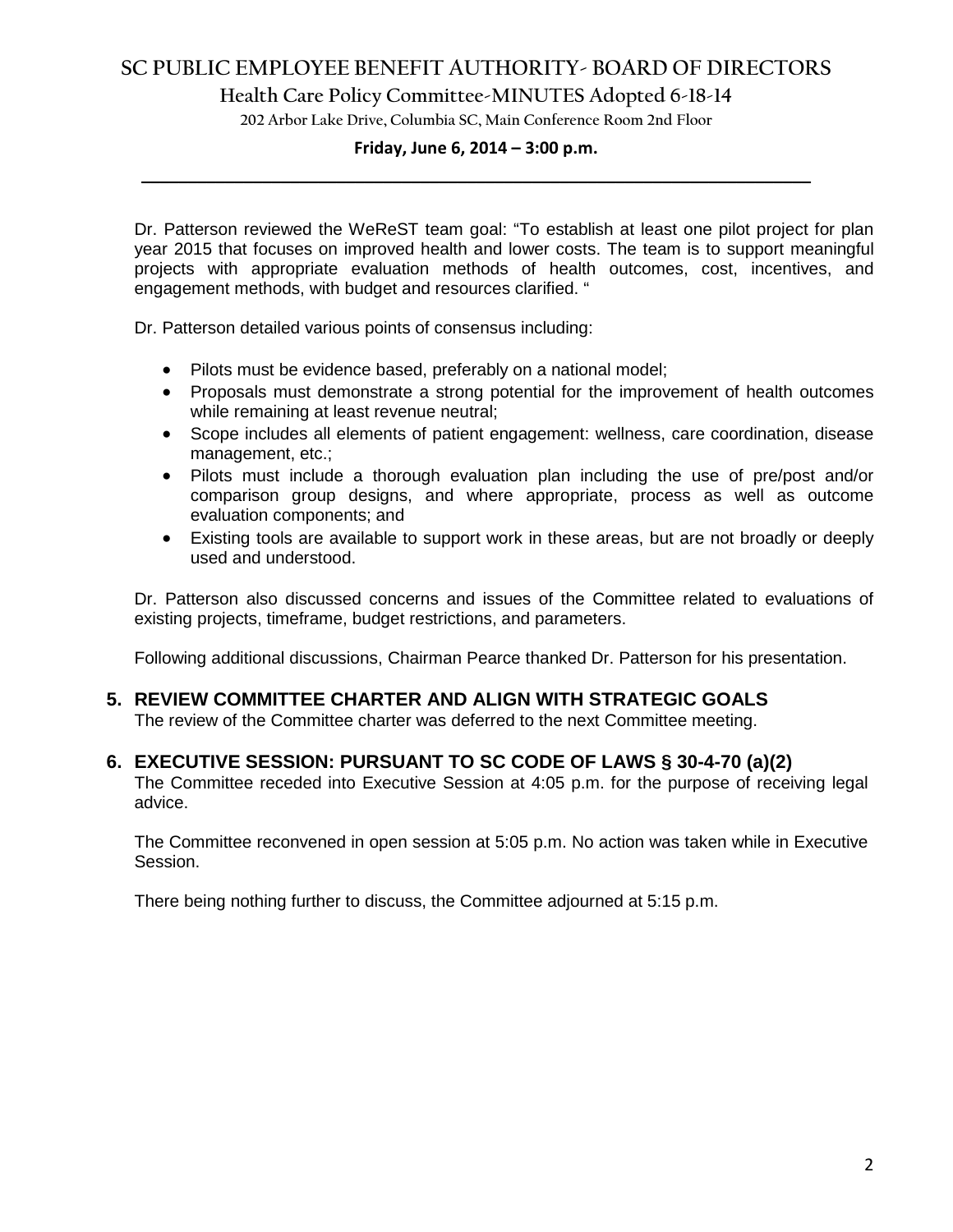Dr. Patterson reviewed the WeReST team goal: "To establish at least one pilot project for plan year 2015 that focuses on improved health and lower costs. The team is to support meaningful projects with appropriate evaluation methods of health outcomes, cost, incentives, and engagement methods, with budget and resources clarified. "

Dr. Patterson detailed various points of consensus including:

- Pilots must be evidence based, preferably on a national model;
- Proposals must demonstrate a strong potential for the improvement of health outcomes while remaining at least revenue neutral;
- Scope includes all elements of patient engagement: wellness, care coordination, disease management, etc.;
- Pilots must include a thorough evaluation plan including the use of pre/post and/or comparison group designs, and where appropriate, process as well as outcome evaluation components; and
- Existing tools are available to support work in these areas, but are not broadly or deeply used and understood.

Dr. Patterson also discussed concerns and issues of the Committee related to evaluations of existing projects, timeframe, budget restrictions, and parameters.

Following additional discussions, Chairman Pearce thanked Dr. Patterson for his presentation.

## 5. REVIEW COMMITTEE CHARTER AND ALIGN WITH STRATEGIC GOALS

The review of the Committee charter was deferred to the next Committee meeting.

## 6. EXECUTIVE SESSION: PURSUANT TO SC CODE OF LAWS § 30-4-70 (a)(2)

The Committee receded into Executive Session at 4:05 p.m. for the purpose of receiving legal advice.

The Committee reconvened in open session at 5:05 p.m. No action was taken while in Executive Session.

There being nothing further to discuss, the Committee adjourned at 5:15 p.m.